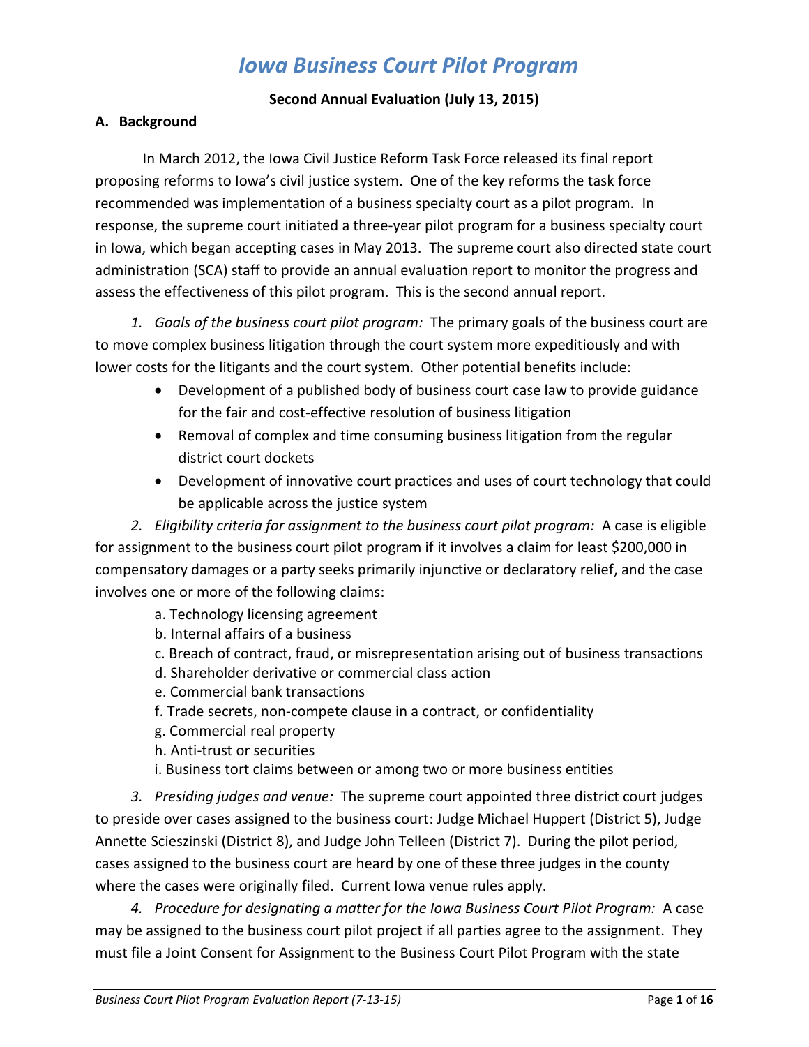# *Iowa Business Court Pilot Program*

**Second Annual Evaluation (July 13, 2015)**

## A. Background

In March 2012, the Iowa Civil Justice Reform Task Force released its final report proposing reforms to Iowa's civil justice system. One of the key reforms the task force recommended was implementation of a business specialty court as a pilot program. In response, the supreme court initiated a three-year pilot program for a business specialty court in Iowa, which began accepting cases in May 2013. The supreme court also directed state court administration (SCA) staff to provide an annual evaluation report to monitor the progress and assess the effectiveness of this pilot program. This is the second annual report.

*1. Goals of the business court pilot program:* The primary goals of the business court are to move complex business litigation through the court system more expeditiously and with lower costs for the litigants and the court system. Other potential benefits include:

- Development of a published body of business court case law to provide guidance for the fair and cost-effective resolution of business litigation
- Removal of complex and time consuming business litigation from the regular district court dockets
- Development of innovative court practices and uses of court technology that could be applicable across the justice system

*2. Eligibility criteria for assignment to the business court pilot program:* A case is eligible for assignment to the business court pilot program if it involves a claim for least $200,000 in compensatory damages or a party seeks primarily injunctive or declaratory relief, and the case involves one or more of the following claims:

a. Technology licensing agreement
b. Internal affairs of a business
c. Breach of contract, fraud, or misrepresentation arising out of business transactions
d. Shareholder derivative or commercial class action
e. Commercial bank transactions
f. Trade secrets, non-compete clause in a contract, or confidentiality
g. Commercial real property
h. Anti-trust or securities
i. Business tort claims between or among two or more business entities

*3. Presiding judges and venue:* The supreme court appointed three district court judges to preside over cases assigned to the business court: Judge Michael Huppert (District 5), Judge Annette Scieszinski (District 8), and Judge John Telleen (District 7). During the pilot period, cases assigned to the business court are heard by one of these three judges in the county where the cases were originally filed. Current Iowa venue rules apply.

*4. Procedure for designating a matter for the Iowa Business Court Pilot Program:* A case may be assigned to the business court pilot project if all parties agree to the assignment. They must file a Joint Consent for Assignment to the Business Court Pilot Program with the state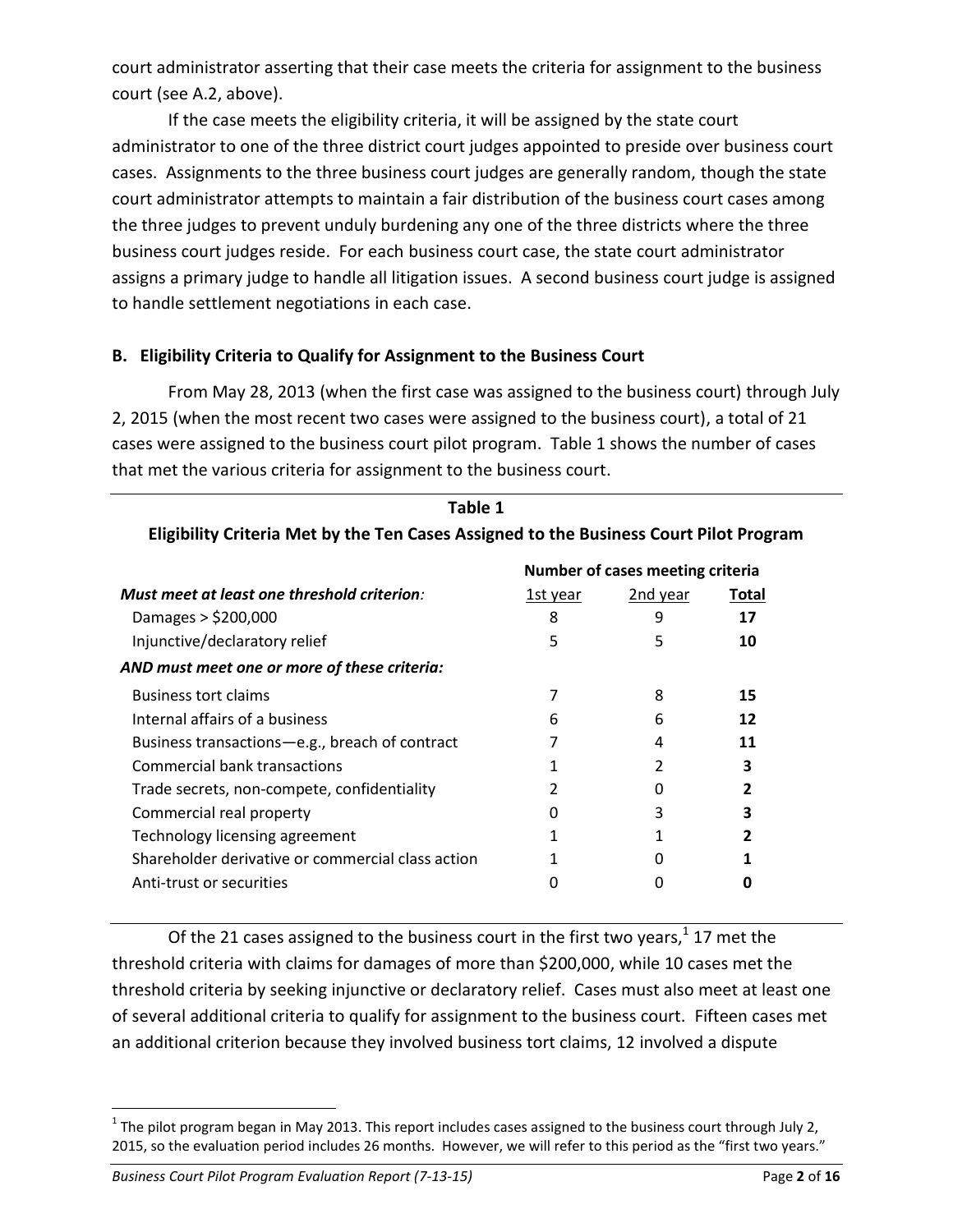court administrator asserting that their case meets the criteria for assignment to the business court (see A.2, above).

If the case meets the eligibility criteria, it will be assigned by the state court administrator to one of the three district court judges appointed to preside over business court cases. Assignments to the three business court judges are generally random, though the state court administrator attempts to maintain a fair distribution of the business court cases among the three judges to prevent unduly burdening any one of the three districts where the three business court judges reside. For each business court case, the state court administrator assigns a primary judge to handle all litigation issues. A second business court judge is assigned to handle settlement negotiations in each case.

### B. Eligibility Criteria to Qualify for Assignment to the Business Court

From May 28, 2013 (when the first case was assigned to the business court) through July 2, 2015 (when the most recent two cases were assigned to the business court), a total of 21 cases were assigned to the business court pilot program. Table 1 shows the number of cases that met the various criteria for assignment to the business court.

**Table 1**
**Eligibility Criteria Met by the Ten Cases Assigned to the Business Court Pilot Program**

| | Number of cases meeting criteria | | |
|---|---|---|---|
| ***Must meet at least one threshold criterion:*** | 1st year | 2nd year | **Total** |
| Damages > $200,000 | 8 | 9 | **17** |
| Injunctive/declaratory relief | 5 | 5 | **10** |
| ***AND must meet one or more of these criteria:*** | | | |
| Business tort claims | 7 | 8 | **15** |
| Internal affairs of a business | 6 | 6 | **12** |
| Business transactions—e.g., breach of contract | 7 | 4 | **11** |
| Commercial bank transactions | 1 | 2 | **3** |
| Trade secrets, non-compete, confidentiality | 2 | 0 | **2** |
| Commercial real property | 0 | 3 | **3** |
| Technology licensing agreement | 1 | 1 | **2** |
| Shareholder derivative or commercial class action | 1 | 0 | **1** |
| Anti-trust or securities | 0 | 0 | **0** |

Of the 21 cases assigned to the business court in the first two years,[1] 17 met the threshold criteria with claims for damages of more than $200,000, while 10 cases met the threshold criteria by seeking injunctive or declaratory relief. Cases must also meet at least one of several additional criteria to qualify for assignment to the business court. Fifteen cases met an additional criterion because they involved business tort claims, 12 involved a dispute

[1] The pilot program began in May 2013. This report includes cases assigned to the business court through July 2, 2015, so the evaluation period includes 26 months. However, we will refer to this period as the "first two years."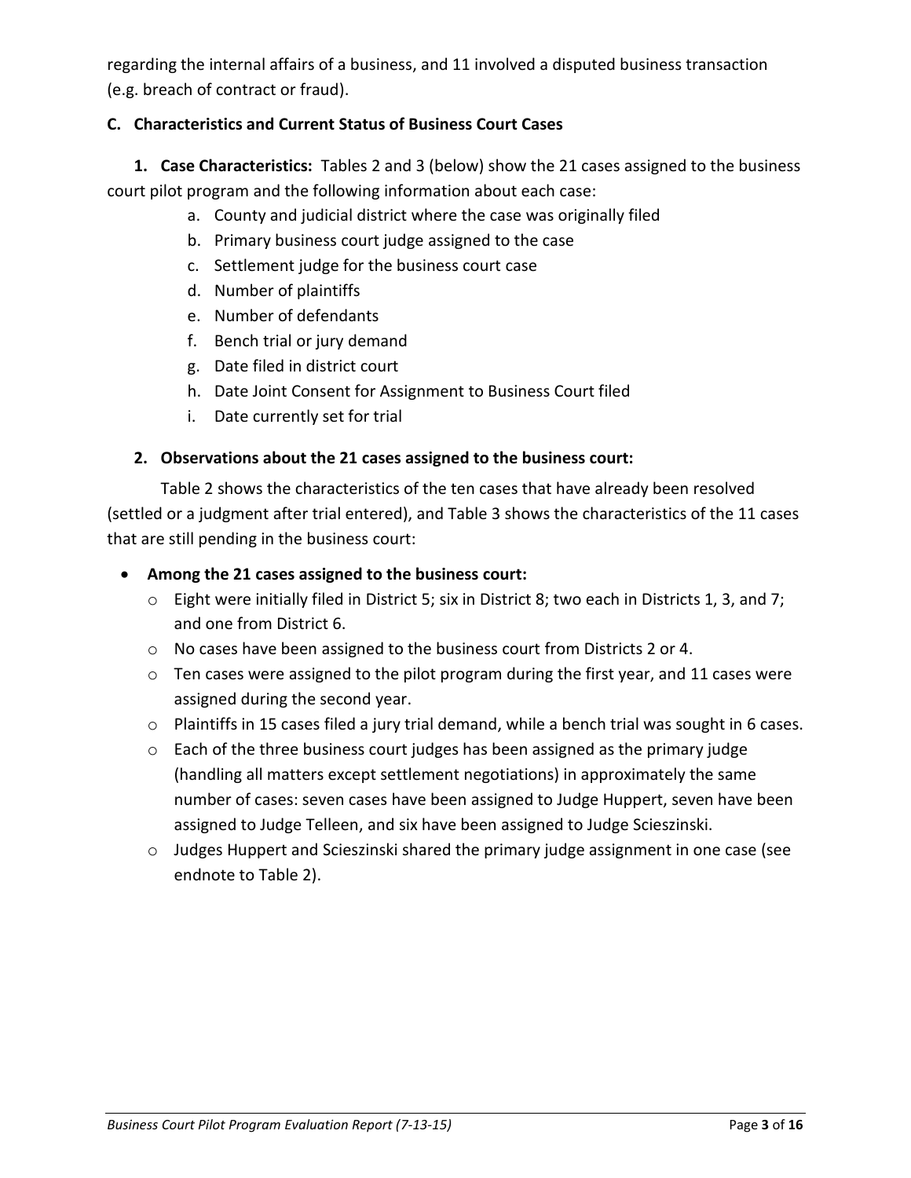regarding the internal affairs of a business, and 11 involved a disputed business transaction (e.g. breach of contract or fraud).

### C. Characteristics and Current Status of Business Court Cases

**1. Case Characteristics:** Tables 2 and 3 (below) show the 21 cases assigned to the business court pilot program and the following information about each case:

a. County and judicial district where the case was originally filed
b. Primary business court judge assigned to the case
c. Settlement judge for the business court case
d. Number of plaintiffs
e. Number of defendants
f. Bench trial or jury demand
g. Date filed in district court
h. Date Joint Consent for Assignment to Business Court filed
i. Date currently set for trial

**2. Observations about the 21 cases assigned to the business court:**

Table 2 shows the characteristics of the ten cases that have already been resolved (settled or a judgment after trial entered), and Table 3 shows the characteristics of the 11 cases that are still pending in the business court:

- **Among the 21 cases assigned to the business court:**
  - Eight were initially filed in District 5; six in District 8; two each in Districts 1, 3, and 7; and one from District 6.
  - No cases have been assigned to the business court from Districts 2 or 4.
  - Ten cases were assigned to the pilot program during the first year, and 11 cases were assigned during the second year.
  - Plaintiffs in 15 cases filed a jury trial demand, while a bench trial was sought in 6 cases.
  - Each of the three business court judges has been assigned as the primary judge (handling all matters except settlement negotiations) in approximately the same number of cases: seven cases have been assigned to Judge Huppert, seven have been assigned to Judge Telleen, and six have been assigned to Judge Scieszinski.
  - Judges Huppert and Scieszinski shared the primary judge assignment in one case (see endnote to Table 2).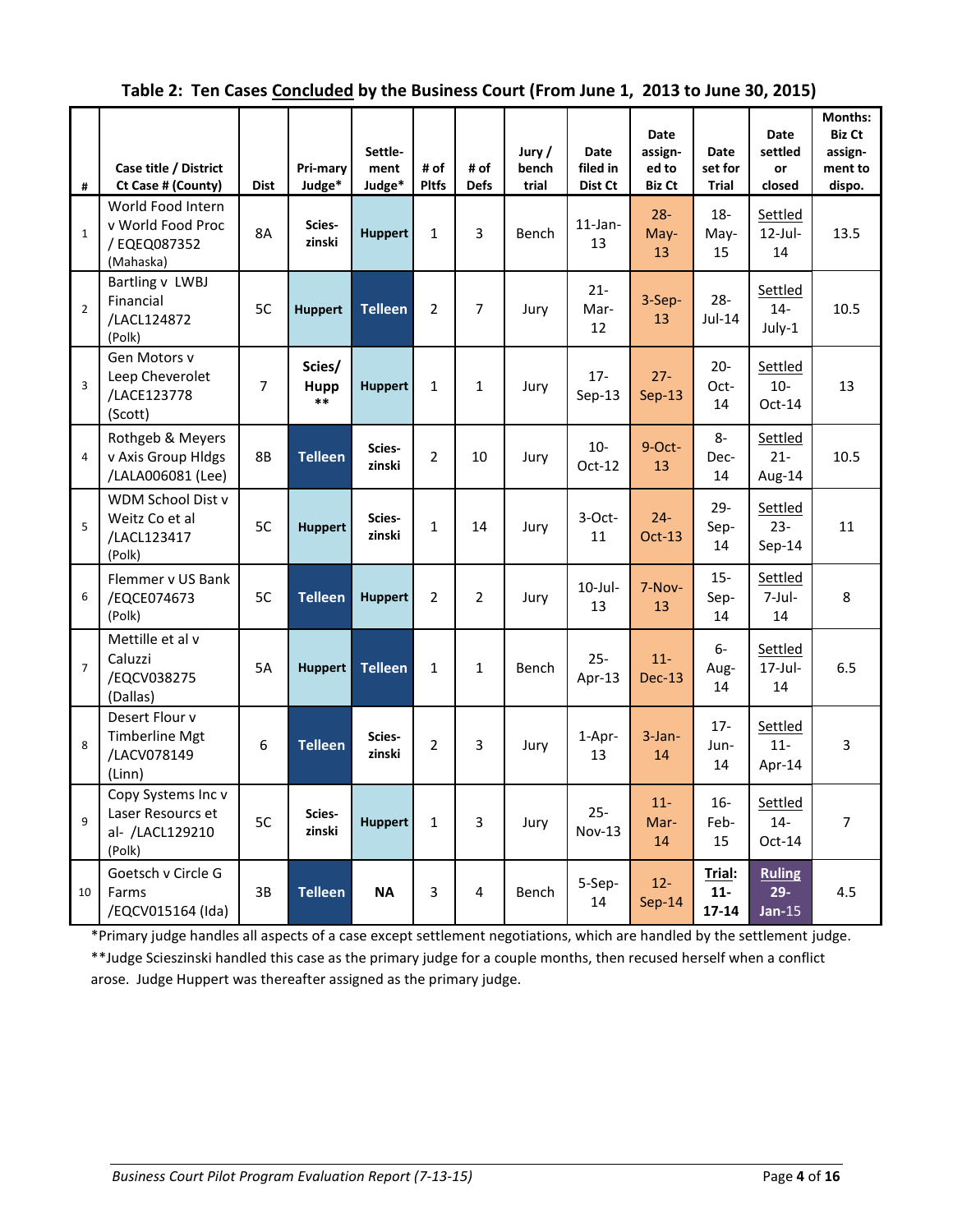## Table 2: Ten Cases Concluded by the Business Court (From June 1, 2013 to June 30, 2015)

| # | Case title / District Ct Case # (County) | Dist | Pri-mary Judge* | Settle-ment Judge* | # of Pltfs | # of Defs | Jury / bench trial | Date filed in Dist Ct | Date assign-ed to Biz Ct | Date set for Trial | Date settled or closed | Months: Biz Ct assign-ment to dispo. |
|---|---|---|---|---|---|---|---|---|---|---|---|---|
| 1 | World Food Intern v World Food Proc / EQEQ087352 (Mahaska) | 8A | Scies-zinski | Huppert | 1 | 3 | Bench | 11-Jan-13 | 28-May-13 | 18-May-15 | Settled 12-Jul-14 | 13.5 |
| 2 | Bartling v LWBJ Financial /LACL124872 (Polk) | 5C | Huppert | Telleen | 2 | 7 | Jury | 21-Mar-12 | 3-Sep-13 | 28-Jul-14 | Settled 14-July-1 | 10.5 |
| 3 | Gen Motors v Leep Cheverolet /LACE123778 (Scott) | 7 | Scies/ Hupp ** | Huppert | 1 | 1 | Jury | 17-Sep-13 | 27-Sep-13 | 20-Oct-14 | Settled 10-Oct-14 | 13 |
| 4 | Rothgeb & Meyers v Axis Group Hldgs /LALA006081 (Lee) | 8B | Telleen | Scies-zinski | 2 | 10 | Jury | 10-Oct-12 | 9-Oct-13 | 8-Dec-14 | Settled 21-Aug-14 | 10.5 |
| 5 | WDM School Dist v Weitz Co et al /LACL123417 (Polk) | 5C | Huppert | Scies-zinski | 1 | 14 | Jury | 3-Oct-11 | 24-Oct-13 | 29-Sep-14 | Settled 23-Sep-14 | 11 |
| 6 | Flemmer v US Bank /EQCE074673 (Polk) | 5C | Telleen | Huppert | 2 | 2 | Jury | 10-Jul-13 | 7-Nov-13 | 15-Sep-14 | Settled 7-Jul-14 | 8 |
| 7 | Mettille et al v Caluzzi /EQCV038275 (Dallas) | 5A | Huppert | Telleen | 1 | 1 | Bench | 25-Apr-13 | 11-Dec-13 | 6-Aug-14 | Settled 17-Jul-14 | 6.5 |
| 8 | Desert Flour v Timberline Mgt /LACV078149 (Linn) | 6 | Telleen | Scies-zinski | 2 | 3 | Jury | 1-Apr-13 | 3-Jan-14 | 17-Jun-14 | Settled 11-Apr-14 | 3 |
| 9 | Copy Systems Inc v Laser Resourcs et al- /LACL129210 (Polk) | 5C | Scies-zinski | Huppert | 1 | 3 | Jury | 25-Nov-13 | 11-Mar-14 | 16-Feb-15 | Settled 14-Oct-14 | 7 |
| 10 | Goetsch v Circle G Farms /EQCV015164 (Ida) | 3B | Telleen | NA | 3 | 4 | Bench | 5-Sep-14 | 12-Sep-14 | **Trial: 11-17-14** | **Ruling 29-Jan-15** | 4.5 |

*Primary judge handles all aspects of a case except settlement negotiations, which are handled by the settlement judge.

**Judge Scieszinski handled this case as the primary judge for a couple months, then recused herself when a conflict arose. Judge Huppert was thereafter assigned as the primary judge.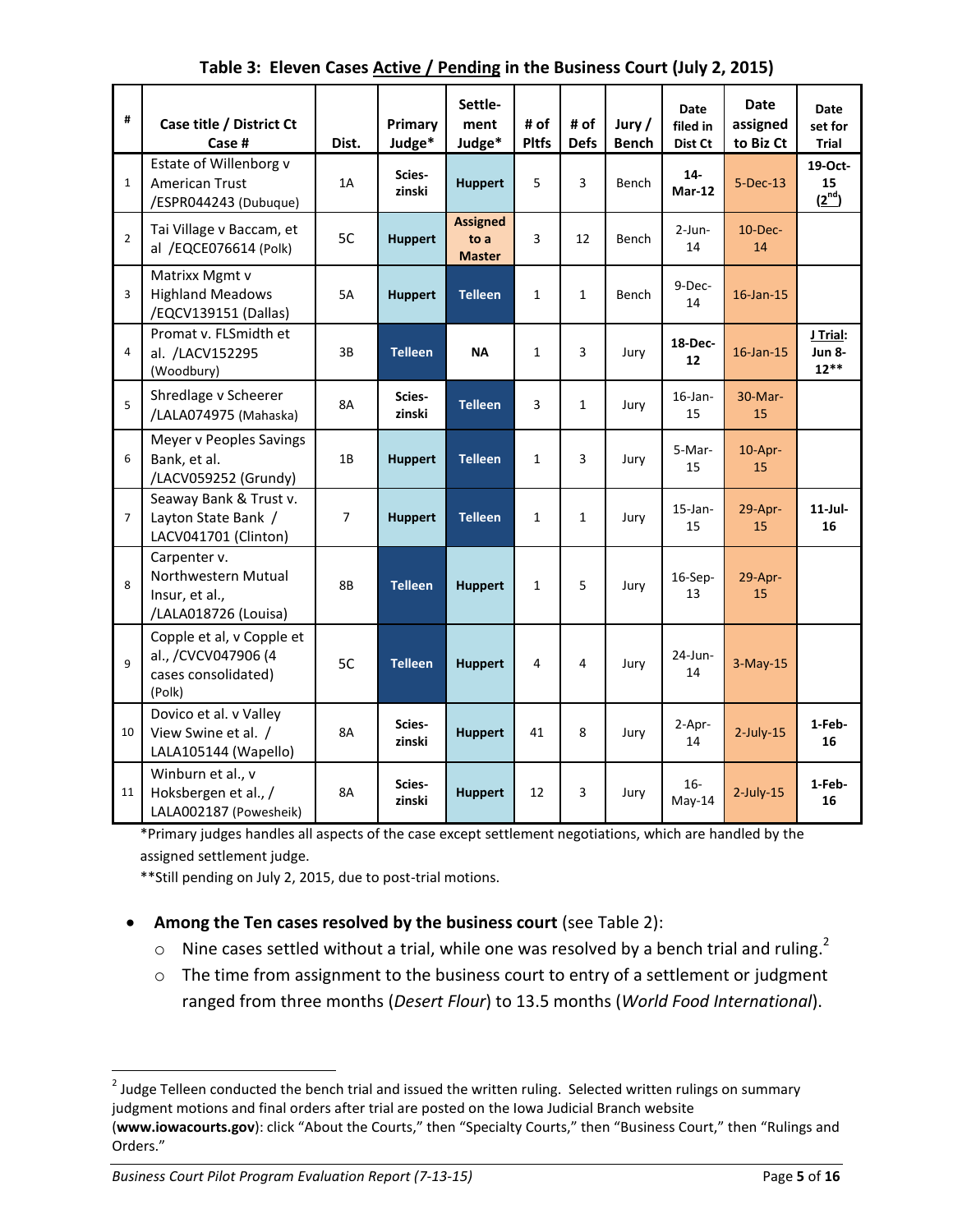**Table 3: Eleven Cases Active / Pending in the Business Court (July 2, 2015)**

| # | Case title / District Ct Case # | Dist. | Primary Judge* | Settle-ment Judge* | # of Pltfs | # of Defs | Jury / Bench | Date filed in Dist Ct | Date assigned to Biz Ct | Date set for Trial |
|---|---|---|---|---|---|---|---|---|---|---|
| 1 | Estate of Willenborg v American Trust /ESPR044243 (Dubuque) | 1A | Scies-zinski | Huppert | 5 | 3 | Bench | **14-Mar-12** | 5-Dec-13 | **19-Oct-15 (2nd)** |
| 2 | Tai Village v Baccam, et al /EQCE076614 (Polk) | 5C | Huppert | Assigned to a Master | 3 | 12 | Bench | 2-Jun-14 | 10-Dec-14 | |
| 3 | Matrixx Mgmt v Highland Meadows /EQCV139151 (Dallas) | 5A | Huppert | Telleen | 1 | 1 | Bench | 9-Dec-14 | 16-Jan-15 | |
| 4 | Promat v. FLSmidth et al. /LACV152295 (Woodbury) | 3B | Telleen | NA | 1 | 3 | Jury | **18-Dec-12** | 16-Jan-15 | **J Trial: Jun 8-12**** |
| 5 | Shredlage v Scheerer /LALA074975 (Mahaska) | 8A | Scies-zinski | Telleen | 3 | 1 | Jury | 16-Jan-15 | 30-Mar-15 | |
| 6 | Meyer v Peoples Savings Bank, et al. /LACV059252 (Grundy) | 1B | Huppert | Telleen | 1 | 3 | Jury | 5-Mar-15 | 10-Apr-15 | |
| 7 | Seaway Bank & Trust v. Layton State Bank / LACV041701 (Clinton) | 7 | Huppert | Telleen | 1 | 1 | Jury | 15-Jan-15 | 29-Apr-15 | **11-Jul-16** |
| 8 | Carpenter v. Northwestern Mutual Insur, et al., /LALA018726 (Louisa) | 8B | Telleen | Huppert | 1 | 5 | Jury | 16-Sep-13 | 29-Apr-15 | |
| 9 | Copple et al, v Copple et al., /CVCV047906 (4 cases consolidated) (Polk) | 5C | Telleen | Huppert | 4 | 4 | Jury | 24-Jun-14 | 3-May-15 | |
| 10 | Dovico et al. v Valley View Swine et al. / LALA105144 (Wapello) | 8A | Scies-zinski | Huppert | 41 | 8 | Jury | 2-Apr-14 | 2-July-15 | **1-Feb-16** |
| 11 | Winburn et al., v Hoksbergen et al., / LALA002187 (Poweshiek) | 8A | Scies-zinski | Huppert | 12 | 3 | Jury | 16-May-14 | 2-July-15 | **1-Feb-16** |

*Primary judges handles all aspects of the case except settlement negotiations, which are handled by the assigned settlement judge.

**Still pending on July 2, 2015, due to post-trial motions.

- **Among the Ten cases resolved by the business court** (see Table 2):
  - Nine cases settled without a trial, while one was resolved by a bench trial and ruling.[2]
  - The time from assignment to the business court to entry of a settlement or judgment ranged from three months (*Desert Flour*) to 13.5 months (*World Food International*).

[2] Judge Telleen conducted the bench trial and issued the written ruling. Selected written rulings on summary judgment motions and final orders after trial are posted on the Iowa Judicial Branch website (**www.iowacourts.gov**): click "About the Courts," then "Specialty Courts," then "Business Court," then "Rulings and Orders."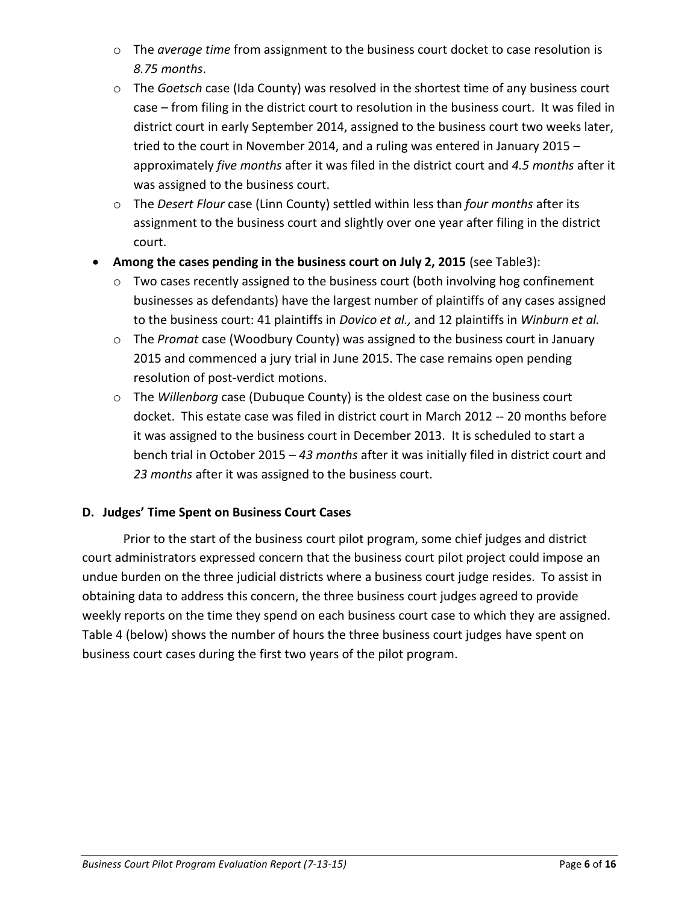- The *average time* from assignment to the business court docket to case resolution is *8.75 months*.
   - The *Goetsch* case (Ida County) was resolved in the shortest time of any business court case – from filing in the district court to resolution in the business court. It was filed in district court in early September 2014, assigned to the business court two weeks later, tried to the court in November 2014, and a ruling was entered in January 2015 – approximately *five months* after it was filed in the district court and *4.5 months* after it was assigned to the business court.
   - The *Desert Flour* case (Linn County) settled within less than *four months* after its assignment to the business court and slightly over one year after filing in the district court.

- **Among the cases pending in the business court on July 2, 2015** (see Table3):
   - Two cases recently assigned to the business court (both involving hog confinement businesses as defendants) have the largest number of plaintiffs of any cases assigned to the business court: 41 plaintiffs in *Dovico et al.,* and 12 plaintiffs in *Winburn et al.*
   - The *Promat* case (Woodbury County) was assigned to the business court in January 2015 and commenced a jury trial in June 2015. The case remains open pending resolution of post-verdict motions.
   - The *Willenborg* case (Dubuque County) is the oldest case on the business court docket. This estate case was filed in district court in March 2012 -- 20 months before it was assigned to the business court in December 2013. It is scheduled to start a bench trial in October 2015 – *43 months* after it was initially filed in district court and *23 months* after it was assigned to the business court.

### D. Judges' Time Spent on Business Court Cases

Prior to the start of the business court pilot program, some chief judges and district court administrators expressed concern that the business court pilot project could impose an undue burden on the three judicial districts where a business court judge resides. To assist in obtaining data to address this concern, the three business court judges agreed to provide weekly reports on the time they spend on each business court case to which they are assigned. Table 4 (below) shows the number of hours the three business court judges have spent on business court cases during the first two years of the pilot program.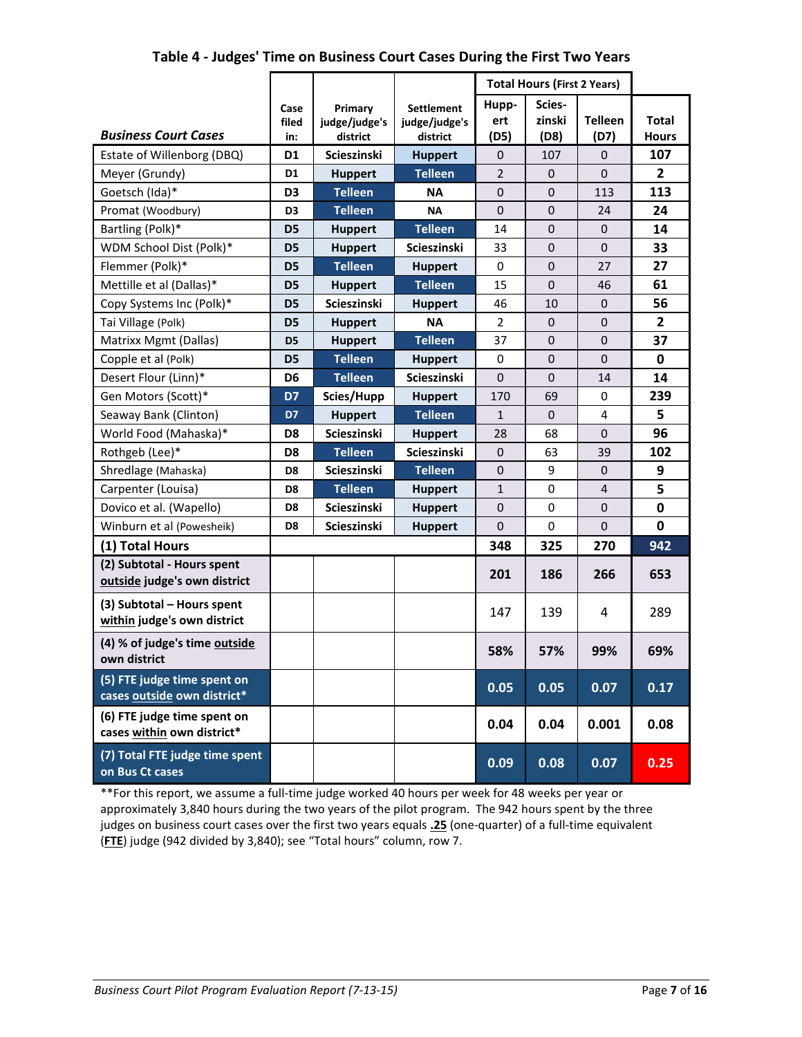## Table 4 - Judges' Time on Business Court Cases During the First Two Years

| *Business Court Cases* | Case filed in: | Primary judge/judge's district | Settlement judge/judge's district | Total Hours (First 2 Years) | | | Total Hours |
|---|---|---|---|---|---|---|---|
| | | | | Hupp-ert (D5) | Scies-zinski (D8) | Telleen (D7) | |
| Estate of Willenborg (DBQ) | D1 | Scieszinski | Huppert | 0 | 107 | 0 | **107** |
| Meyer (Grundy) | D1 | Huppert | Telleen | 2 | 0 | 0 | **2** |
| Goetsch (Ida)* | D3 | Telleen | NA | 0 | 0 | 113 | **113** |
| Promat (Woodbury) | D3 | Telleen | NA | 0 | 0 | 24 | **24** |
| Bartling (Polk)* | D5 | Huppert | Telleen | 14 | 0 | 0 | **14** |
| WDM School Dist (Polk)* | D5 | Huppert | Scieszinski | 33 | 0 | 0 | **33** |
| Flemmer (Polk)* | D5 | Telleen | Huppert | 0 | 0 | 27 | **27** |
| Mettille et al (Dallas)* | D5 | Huppert | Telleen | 15 | 0 | 46 | **61** |
| Copy Systems Inc (Polk)* | D5 | Scieszinski | Huppert | 46 | 10 | 0 | **56** |
| Tai Village (Polk) | D5 | Huppert | NA | 2 | 0 | 0 | **2** |
| Matrixx Mgmt (Dallas) | D5 | Huppert | Telleen | 37 | 0 | 0 | **37** |
| Copple et al (Polk) | D5 | Telleen | Huppert | 0 | 0 | 0 | **0** |
| Desert Flour (Linn)* | D6 | Telleen | Scieszinski | 0 | 0 | 14 | **14** |
| Gen Motors (Scott)* | D7 | Scies/Hupp | Huppert | 170 | 69 | 0 | **239** |
| Seaway Bank (Clinton) | D7 | Huppert | Telleen | 1 | 0 | 4 | **5** |
| World Food (Mahaska)* | D8 | Scieszinski | Huppert | 28 | 68 | 0 | **96** |
| Rothgeb (Lee)* | D8 | Telleen | Scieszinski | 0 | 63 | 39 | **102** |
| Shredlage (Mahaska) | D8 | Scieszinski | Telleen | 0 | 9 | 0 | **9** |
| Carpenter (Louisa) | D8 | Telleen | Huppert | 1 | 0 | 4 | **5** |
| Dovico et al. (Wapello) | D8 | Scieszinski | Huppert | 0 | 0 | 0 | **0** |
| Winburn et al (Poweshiek) | D8 | Scieszinski | Huppert | 0 | 0 | 0 | **0** |
| **(1) Total Hours** | | | | **348** | **325** | **270** | **942** |
| **(2) Subtotal - Hours spent outside judge's own district** | | | | **201** | **186** | **266** | **653** |
| **(3) Subtotal – Hours spent within judge's own district** | | | | 147 | 139 | 4 | 289 |
| **(4) % of judge's time outside own district** | | | | **58%** | **57%** | **99%** | **69%** |
| **(5) FTE judge time spent on cases outside own district*** | | | | **0.05** | **0.05** | **0.07** | **0.17** |
| **(6) FTE judge time spent on cases within own district*** | | | | **0.04** | **0.04** | **0.001** | **0.08** |
| **(7) Total FTE judge time spent on Bus Ct cases** | | | | **0.09** | **0.08** | **0.07** | **0.25** |

**For this report, we assume a full-time judge worked 40 hours per week for 48 weeks per year or approximately 3,840 hours during the two years of the pilot program. The 942 hours spent by the three judges on business court cases over the first two years equals **.25** (one-quarter) of a full-time equivalent (**FTE**) judge (942 divided by 3,840); see "Total hours" column, row 7.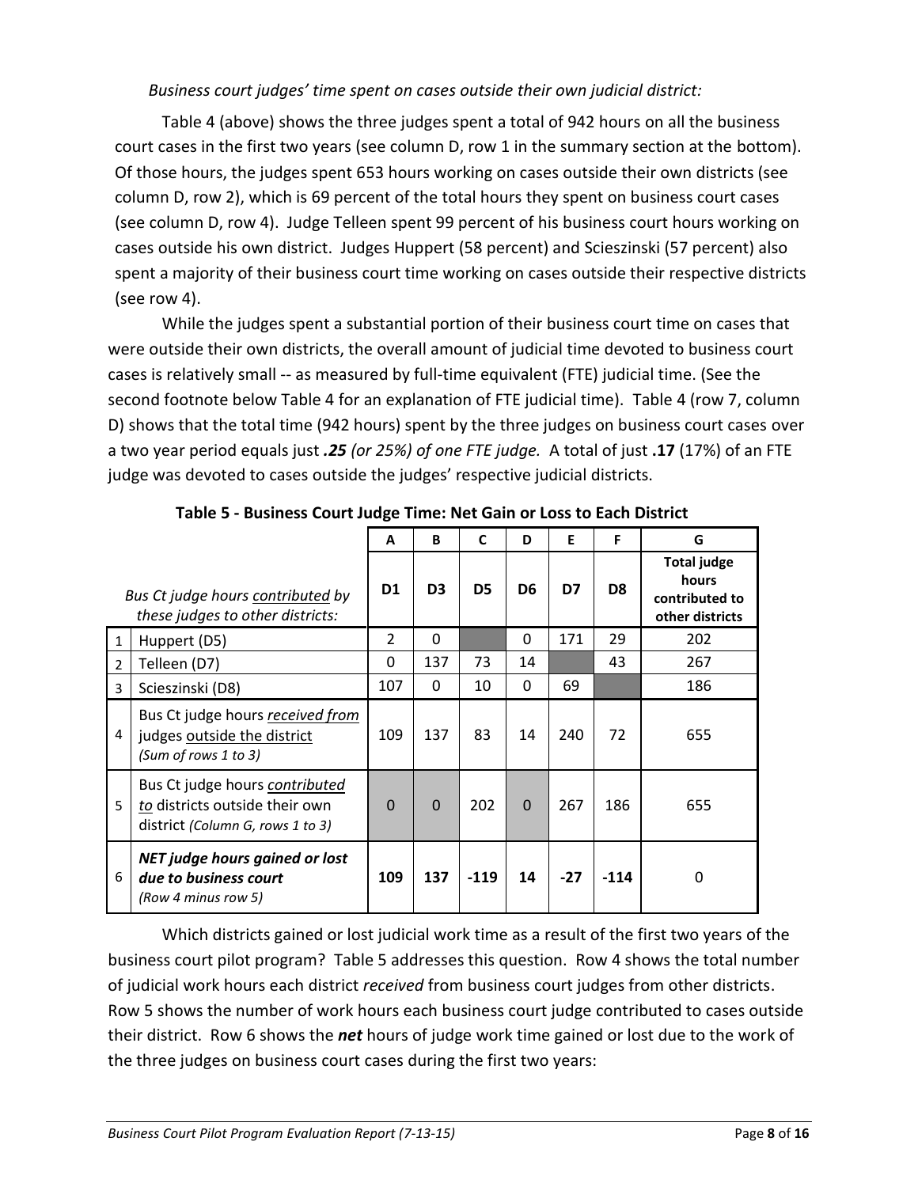*Business court judges' time spent on cases outside their own judicial district:*

Table 4 (above) shows the three judges spent a total of 942 hours on all the business court cases in the first two years (see column D, row 1 in the summary section at the bottom). Of those hours, the judges spent 653 hours working on cases outside their own districts (see column D, row 2), which is 69 percent of the total hours they spent on business court cases (see column D, row 4). Judge Telleen spent 99 percent of his business court hours working on cases outside his own district. Judges Huppert (58 percent) and Scieszinski (57 percent) also spent a majority of their business court time working on cases outside their respective districts (see row 4).

While the judges spent a substantial portion of their business court time on cases that were outside their own districts, the overall amount of judicial time devoted to business court cases is relatively small -- as measured by full-time equivalent (FTE) judicial time. (See the second footnote below Table 4 for an explanation of FTE judicial time). Table 4 (row 7, column D) shows that the total time (942 hours) spent by the three judges on business court cases over a two year period equals just ***.25** (or 25%) of one FTE judge.* A total of just **.17** (17%) of an FTE judge was devoted to cases outside the judges' respective judicial districts.

**Table 5 - Business Court Judge Time: Net Gain or Loss to Each District**

| | | A | B | C | D | E | F | G |
|---|---|---|---|---|---|---|---|---|
| | *Bus Ct judge hours contributed by these judges to other districts:* | **D1** | **D3** | **D5** | **D6** | **D7** | **D8** | **Total judge hours contributed to other districts** |
| 1 | Huppert (D5) | 2 | 0 | | 0 | 171 | 29 | 202 |
| 2 | Telleen (D7) | 0 | 137 | 73 | 14 | | 43 | 267 |
| 3 | Scieszinski (D8) | 107 | 0 | 10 | 0 | 69 | | 186 |
| 4 | Bus Ct judge hours *received from* judges outside the district *(Sum of rows 1 to 3)* | 109 | 137 | 83 | 14 | 240 | 72 | 655 |
| 5 | Bus Ct judge hours *contributed to* districts outside their own district *(Column G, rows 1 to 3)* | 0 | 0 | 202 | 0 | 267 | 186 | 655 |
| 6 | ***NET judge hours gained or lost due to business court*** *(Row 4 minus row 5)* | **109** | **137** | **-119** | **14** | **-27** | **-114** | 0 |

Which districts gained or lost judicial work time as a result of the first two years of the business court pilot program? Table 5 addresses this question. Row 4 shows the total number of judicial work hours each district *received* from business court judges from other districts. Row 5 shows the number of work hours each business court judge contributed to cases outside their district. Row 6 shows the ***net*** hours of judge work time gained or lost due to the work of the three judges on business court cases during the first two years: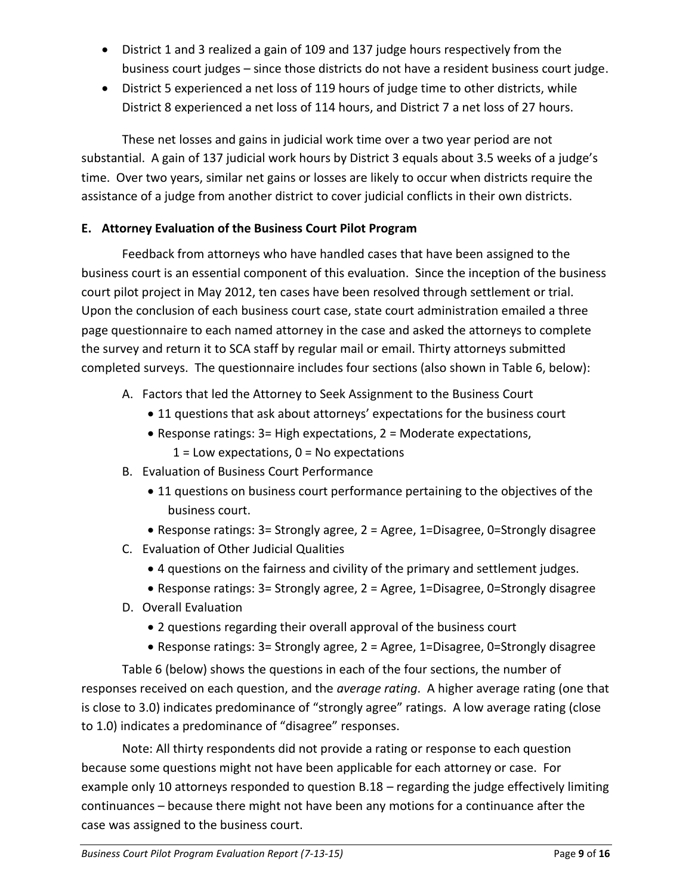- District 1 and 3 realized a gain of 109 and 137 judge hours respectively from the business court judges – since those districts do not have a resident business court judge.
- District 5 experienced a net loss of 119 hours of judge time to other districts, while District 8 experienced a net loss of 114 hours, and District 7 a net loss of 27 hours.

These net losses and gains in judicial work time over a two year period are not substantial. A gain of 137 judicial work hours by District 3 equals about 3.5 weeks of a judge's time. Over two years, similar net gains or losses are likely to occur when districts require the assistance of a judge from another district to cover judicial conflicts in their own districts.

### E. Attorney Evaluation of the Business Court Pilot Program

Feedback from attorneys who have handled cases that have been assigned to the business court is an essential component of this evaluation. Since the inception of the business court pilot project in May 2012, ten cases have been resolved through settlement or trial. Upon the conclusion of each business court case, state court administration emailed a three page questionnaire to each named attorney in the case and asked the attorneys to complete the survey and return it to SCA staff by regular mail or email. Thirty attorneys submitted completed surveys. The questionnaire includes four sections (also shown in Table 6, below):

A. Factors that led the Attorney to Seek Assignment to the Business Court
   - 11 questions that ask about attorneys' expectations for the business court
   - Response ratings: 3= High expectations, 2 = Moderate expectations, 1 = Low expectations, 0 = No expectations

B. Evaluation of Business Court Performance
   - 11 questions on business court performance pertaining to the objectives of the business court.
   - Response ratings: 3= Strongly agree, 2 = Agree, 1=Disagree, 0=Strongly disagree

C. Evaluation of Other Judicial Qualities
   - 4 questions on the fairness and civility of the primary and settlement judges.
   - Response ratings: 3= Strongly agree, 2 = Agree, 1=Disagree, 0=Strongly disagree

D. Overall Evaluation
   - 2 questions regarding their overall approval of the business court
   - Response ratings: 3= Strongly agree, 2 = Agree, 1=Disagree, 0=Strongly disagree

Table 6 (below) shows the questions in each of the four sections, the number of responses received on each question, and the *average rating*. A higher average rating (one that is close to 3.0) indicates predominance of "strongly agree" ratings. A low average rating (close to 1.0) indicates a predominance of "disagree" responses.

Note: All thirty respondents did not provide a rating or response to each question because some questions might not have been applicable for each attorney or case. For example only 10 attorneys responded to question B.18 – regarding the judge effectively limiting continuances – because there might not have been any motions for a continuance after the case was assigned to the business court.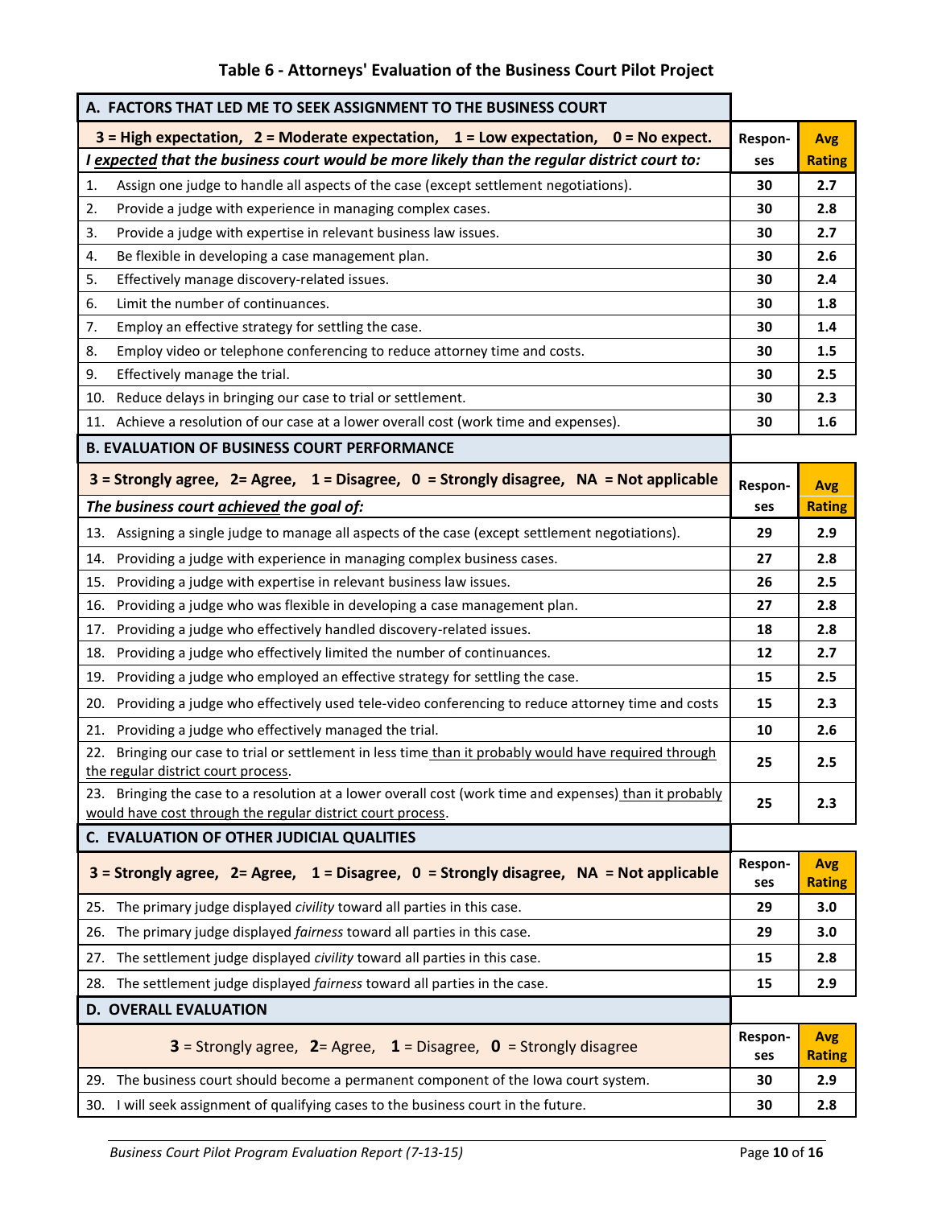### Table 6 - Attorneys' Evaluation of the Business Court Pilot Project

| A. FACTORS THAT LED ME TO SEEK ASSIGNMENT TO THE BUSINESS COURT | | |
|---|---|---|
| **3 = High expectation, 2 = Moderate expectation, 1 = Low expectation, 0 = No expect.** | **Respon-ses** | **Avg Rating** |
| ***I expected that the business court would be more likely than the regular district court to:*** | | |
| 1. Assign one judge to handle all aspects of the case (except settlement negotiations). | 30 | 2.7 |
| 2. Provide a judge with experience in managing complex cases. | 30 | 2.8 |
| 3. Provide a judge with expertise in relevant business law issues. | 30 | 2.7 |
| 4. Be flexible in developing a case management plan. | 30 | 2.6 |
| 5. Effectively manage discovery-related issues. | 30 | 2.4 |
| 6. Limit the number of continuances. | 30 | 1.8 |
| 7. Employ an effective strategy for settling the case. | 30 | 1.4 |
| 8. Employ video or telephone conferencing to reduce attorney time and costs. | 30 | 1.5 |
| 9. Effectively manage the trial. | 30 | 2.5 |
| 10. Reduce delays in bringing our case to trial or settlement. | 30 | 2.3 |
| 11. Achieve a resolution of our case at a lower overall cost (work time and expenses). | 30 | 1.6 |
| **B. EVALUATION OF BUSINESS COURT PERFORMANCE** | | |
| **3 = Strongly agree, 2= Agree, 1 = Disagree, 0 = Strongly disagree, NA = Not applicable** | **Respon-ses** | **Avg Rating** |
| ***The business court achieved the goal of:*** | | |
| 13. Assigning a single judge to manage all aspects of the case (except settlement negotiations). | 29 | 2.9 |
| 14. Providing a judge with experience in managing complex business cases. | 27 | 2.8 |
| 15. Providing a judge with expertise in relevant business law issues. | 26 | 2.5 |
| 16. Providing a judge who was flexible in developing a case management plan. | 27 | 2.8 |
| 17. Providing a judge who effectively handled discovery-related issues. | 18 | 2.8 |
| 18. Providing a judge who effectively limited the number of continuances. | 12 | 2.7 |
| 19. Providing a judge who employed an effective strategy for settling the case. | 15 | 2.5 |
| 20. Providing a judge who effectively used tele-video conferencing to reduce attorney time and costs | 15 | 2.3 |
| 21. Providing a judge who effectively managed the trial. | 10 | 2.6 |
| 22. Bringing our case to trial or settlement in less time than it probably would have required through the regular district court process. | 25 | 2.5 |
| 23. Bringing the case to a resolution at a lower overall cost (work time and expenses) than it probably would have cost through the regular district court process. | 25 | 2.3 |
| **C. EVALUATION OF OTHER JUDICIAL QUALITIES** | | |
| **3 = Strongly agree, 2= Agree, 1 = Disagree, 0 = Strongly disagree, NA = Not applicable** | **Respon-ses** | **Avg Rating** |
| 25. The primary judge displayed *civility* toward all parties in this case. | 29 | 3.0 |
| 26. The primary judge displayed *fairness* toward all parties in this case. | 29 | 3.0 |
| 27. The settlement judge displayed *civility* toward all parties in this case. | 15 | 2.8 |
| 28. The settlement judge displayed *fairness* toward all parties in the case. | 15 | 2.9 |
| **D. OVERALL EVALUATION** | | |
| **3** = Strongly agree, **2**= Agree, **1** = Disagree, **0** = Strongly disagree | **Respon-ses** | **Avg Rating** |
| 29. The business court should become a permanent component of the Iowa court system. | 30 | 2.9 |
| 30. I will seek assignment of qualifying cases to the business court in the future. | 30 | 2.8 |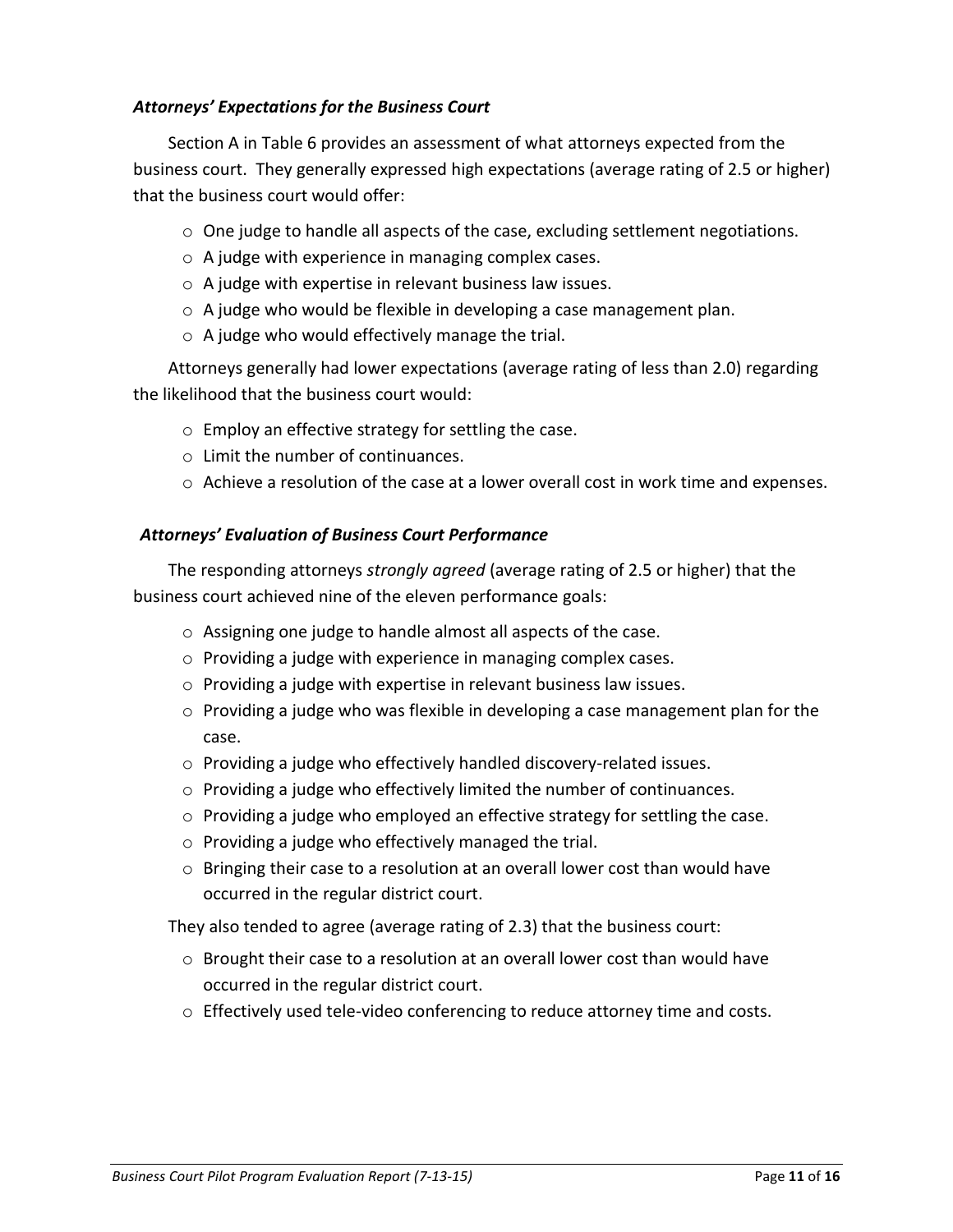### *Attorneys' Expectations for the Business Court*

Section A in Table 6 provides an assessment of what attorneys expected from the business court. They generally expressed high expectations (average rating of 2.5 or higher) that the business court would offer:

- One judge to handle all aspects of the case, excluding settlement negotiations.
- A judge with experience in managing complex cases.
- A judge with expertise in relevant business law issues.
- A judge who would be flexible in developing a case management plan.
- A judge who would effectively manage the trial.

Attorneys generally had lower expectations (average rating of less than 2.0) regarding the likelihood that the business court would:

- Employ an effective strategy for settling the case.
- Limit the number of continuances.
- Achieve a resolution of the case at a lower overall cost in work time and expenses.

### *Attorneys' Evaluation of Business Court Performance*

The responding attorneys *strongly agreed* (average rating of 2.5 or higher) that the business court achieved nine of the eleven performance goals:

- Assigning one judge to handle almost all aspects of the case.
- Providing a judge with experience in managing complex cases.
- Providing a judge with expertise in relevant business law issues.
- Providing a judge who was flexible in developing a case management plan for the case.
- Providing a judge who effectively handled discovery-related issues.
- Providing a judge who effectively limited the number of continuances.
- Providing a judge who employed an effective strategy for settling the case.
- Providing a judge who effectively managed the trial.
- Bringing their case to a resolution at an overall lower cost than would have occurred in the regular district court.

They also tended to agree (average rating of 2.3) that the business court:

- Brought their case to a resolution at an overall lower cost than would have occurred in the regular district court.
- Effectively used tele-video conferencing to reduce attorney time and costs.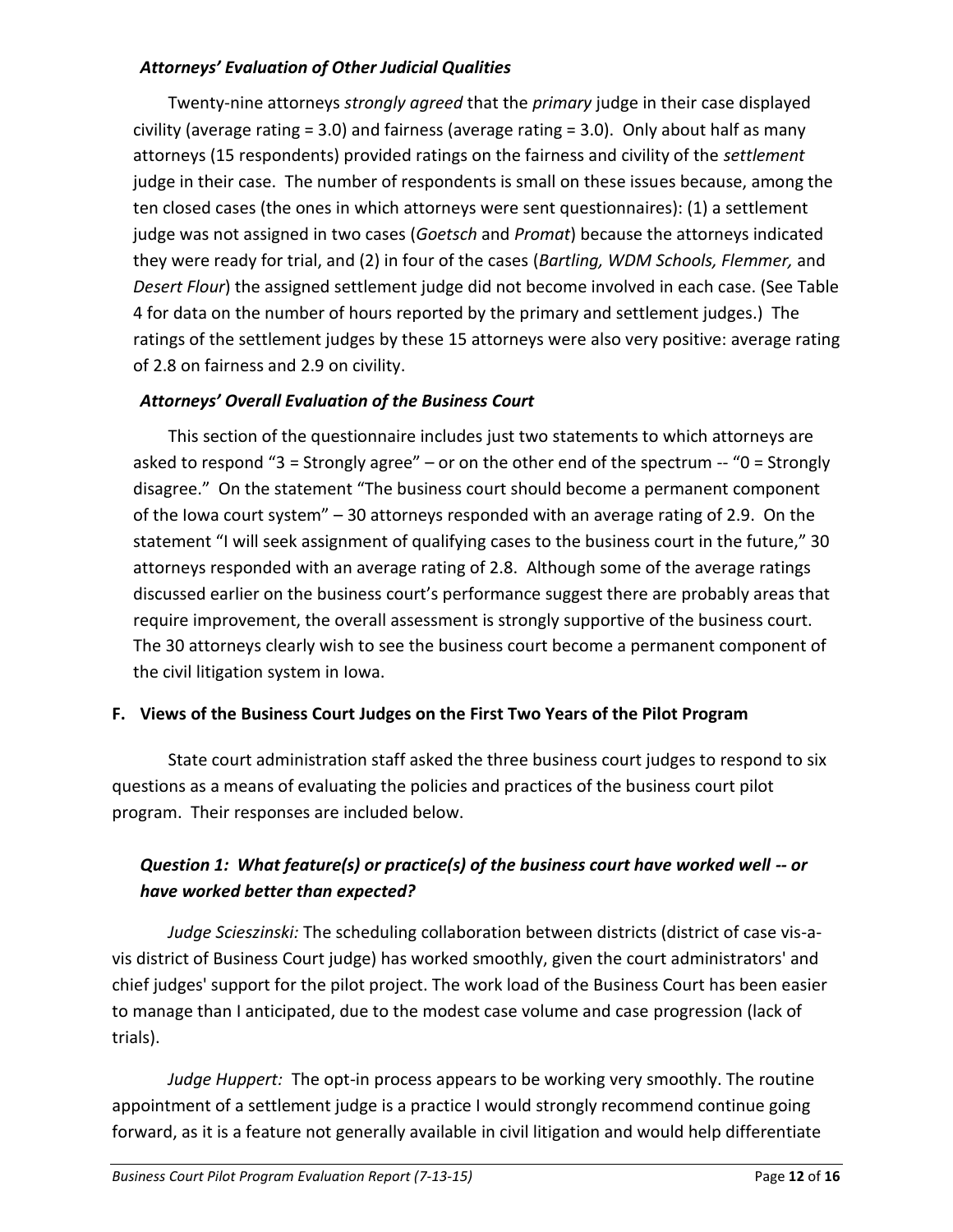### *Attorneys' Evaluation of Other Judicial Qualities*

Twenty-nine attorneys *strongly agreed* that the *primary* judge in their case displayed civility (average rating = 3.0) and fairness (average rating = 3.0). Only about half as many attorneys (15 respondents) provided ratings on the fairness and civility of the *settlement* judge in their case. The number of respondents is small on these issues because, among the ten closed cases (the ones in which attorneys were sent questionnaires): (1) a settlement judge was not assigned in two cases (*Goetsch* and *Promat*) because the attorneys indicated they were ready for trial, and (2) in four of the cases (*Bartling, WDM Schools, Flemmer,* and *Desert Flour*) the assigned settlement judge did not become involved in each case. (See Table 4 for data on the number of hours reported by the primary and settlement judges.) The ratings of the settlement judges by these 15 attorneys were also very positive: average rating of 2.8 on fairness and 2.9 on civility.

### *Attorneys' Overall Evaluation of the Business Court*

This section of the questionnaire includes just two statements to which attorneys are asked to respond "3 = Strongly agree" – or on the other end of the spectrum -- "0 = Strongly disagree." On the statement "The business court should become a permanent component of the Iowa court system" – 30 attorneys responded with an average rating of 2.9. On the statement "I will seek assignment of qualifying cases to the business court in the future," 30 attorneys responded with an average rating of 2.8. Although some of the average ratings discussed earlier on the business court's performance suggest there are probably areas that require improvement, the overall assessment is strongly supportive of the business court. The 30 attorneys clearly wish to see the business court become a permanent component of the civil litigation system in Iowa.

## F. Views of the Business Court Judges on the First Two Years of the Pilot Program

State court administration staff asked the three business court judges to respond to six questions as a means of evaluating the policies and practices of the business court pilot program. Their responses are included below.

### *Question 1: What feature(s) or practice(s) of the business court have worked well -- or have worked better than expected?*

*Judge Scieszinski:* The scheduling collaboration between districts (district of case vis-a-vis district of Business Court judge) has worked smoothly, given the court administrators' and chief judges' support for the pilot project. The work load of the Business Court has been easier to manage than I anticipated, due to the modest case volume and case progression (lack of trials).

*Judge Huppert:* The opt-in process appears to be working very smoothly. The routine appointment of a settlement judge is a practice I would strongly recommend continue going forward, as it is a feature not generally available in civil litigation and would help differentiate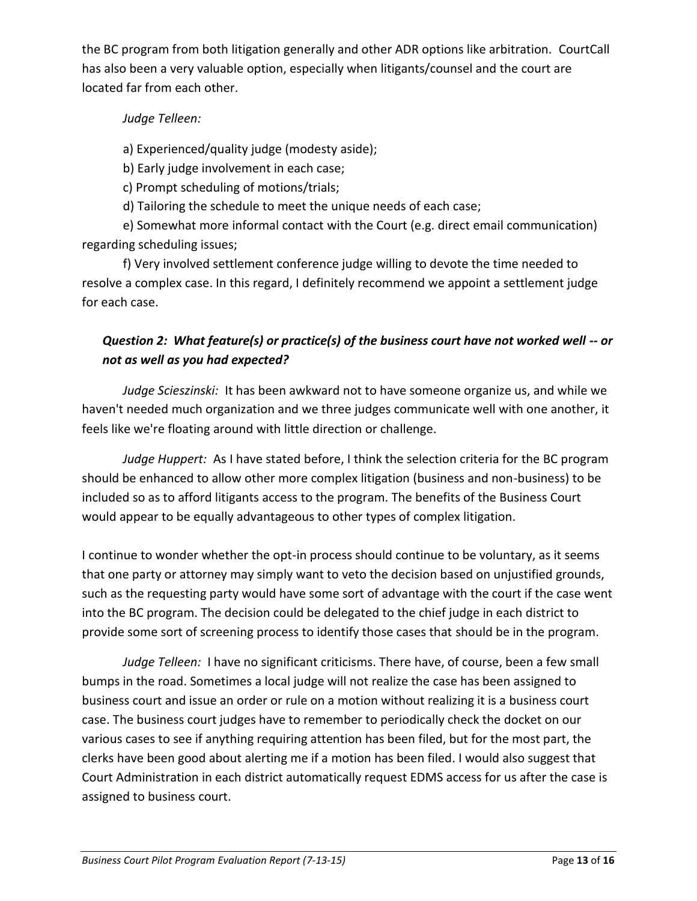the BC program from both litigation generally and other ADR options like arbitration. CourtCall has also been a very valuable option, especially when litigants/counsel and the court are located far from each other.

*Judge Telleen:*

a) Experienced/quality judge (modesty aside);

b) Early judge involvement in each case;

c) Prompt scheduling of motions/trials;

d) Tailoring the schedule to meet the unique needs of each case;

e) Somewhat more informal contact with the Court (e.g. direct email communication) regarding scheduling issues;

f) Very involved settlement conference judge willing to devote the time needed to resolve a complex case. In this regard, I definitely recommend we appoint a settlement judge for each case.

### *Question 2: What feature(s) or practice(s) of the business court have not worked well -- or not as well as you had expected?*

*Judge Scieszinski:* It has been awkward not to have someone organize us, and while we haven't needed much organization and we three judges communicate well with one another, it feels like we're floating around with little direction or challenge.

*Judge Huppert:* As I have stated before, I think the selection criteria for the BC program should be enhanced to allow other more complex litigation (business and non-business) to be included so as to afford litigants access to the program. The benefits of the Business Court would appear to be equally advantageous to other types of complex litigation.

I continue to wonder whether the opt-in process should continue to be voluntary, as it seems that one party or attorney may simply want to veto the decision based on unjustified grounds, such as the requesting party would have some sort of advantage with the court if the case went into the BC program. The decision could be delegated to the chief judge in each district to provide some sort of screening process to identify those cases that should be in the program.

*Judge Telleen:* I have no significant criticisms. There have, of course, been a few small bumps in the road. Sometimes a local judge will not realize the case has been assigned to business court and issue an order or rule on a motion without realizing it is a business court case. The business court judges have to remember to periodically check the docket on our various cases to see if anything requiring attention has been filed, but for the most part, the clerks have been good about alerting me if a motion has been filed. I would also suggest that Court Administration in each district automatically request EDMS access for us after the case is assigned to business court.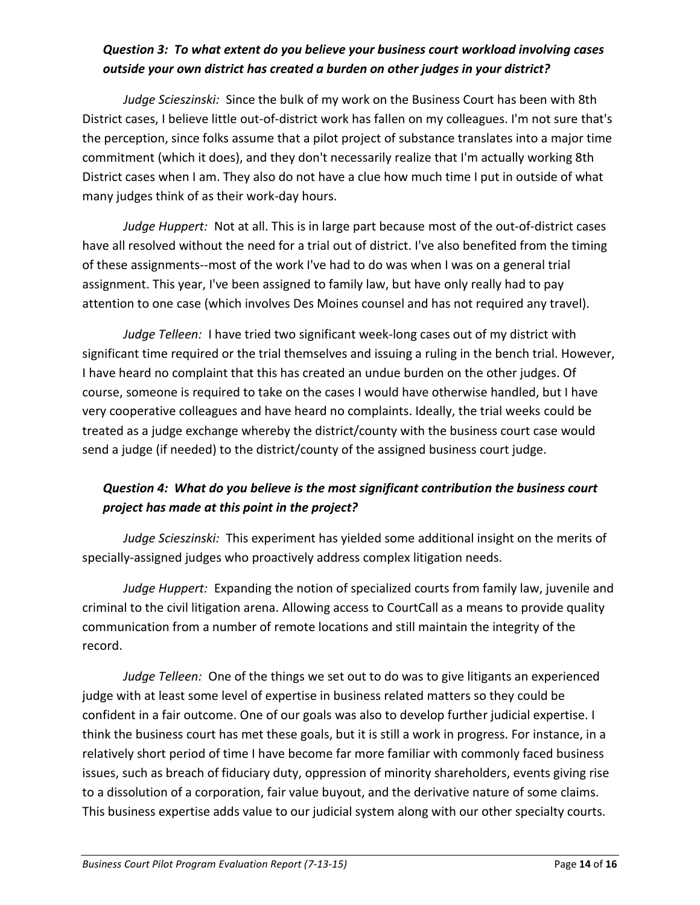***Question 3: To what extent do you believe your business court workload involving cases outside your own district has created a burden on other judges in your district?***

*Judge Scieszinski:* Since the bulk of my work on the Business Court has been with 8th District cases, I believe little out-of-district work has fallen on my colleagues. I'm not sure that's the perception, since folks assume that a pilot project of substance translates into a major time commitment (which it does), and they don't necessarily realize that I'm actually working 8th District cases when I am. They also do not have a clue how much time I put in outside of what many judges think of as their work-day hours.

*Judge Huppert:* Not at all. This is in large part because most of the out-of-district cases have all resolved without the need for a trial out of district. I've also benefited from the timing of these assignments--most of the work I've had to do was when I was on a general trial assignment. This year, I've been assigned to family law, but have only really had to pay attention to one case (which involves Des Moines counsel and has not required any travel).

*Judge Telleen:* I have tried two significant week-long cases out of my district with significant time required or the trial themselves and issuing a ruling in the bench trial. However, I have heard no complaint that this has created an undue burden on the other judges. Of course, someone is required to take on the cases I would have otherwise handled, but I have very cooperative colleagues and have heard no complaints. Ideally, the trial weeks could be treated as a judge exchange whereby the district/county with the business court case would send a judge (if needed) to the district/county of the assigned business court judge.

***Question 4: What do you believe is the most significant contribution the business court project has made at this point in the project?***

*Judge Scieszinski:* This experiment has yielded some additional insight on the merits of specially-assigned judges who proactively address complex litigation needs.

*Judge Huppert:* Expanding the notion of specialized courts from family law, juvenile and criminal to the civil litigation arena. Allowing access to CourtCall as a means to provide quality communication from a number of remote locations and still maintain the integrity of the record.

*Judge Telleen:* One of the things we set out to do was to give litigants an experienced judge with at least some level of expertise in business related matters so they could be confident in a fair outcome. One of our goals was also to develop further judicial expertise. I think the business court has met these goals, but it is still a work in progress. For instance, in a relatively short period of time I have become far more familiar with commonly faced business issues, such as breach of fiduciary duty, oppression of minority shareholders, events giving rise to a dissolution of a corporation, fair value buyout, and the derivative nature of some claims. This business expertise adds value to our judicial system along with our other specialty courts.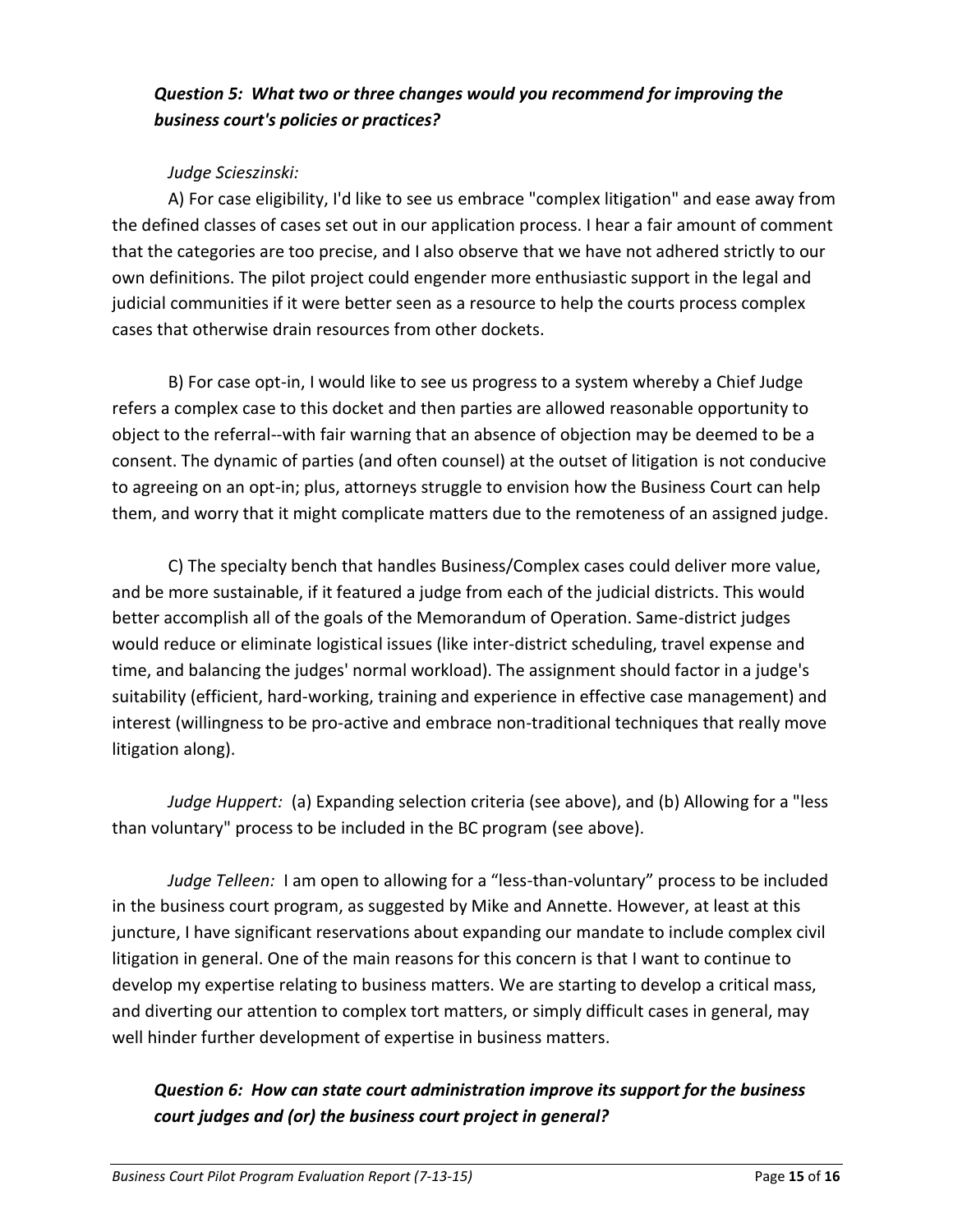### *Question 5: What two or three changes would you recommend for improving the business court's policies or practices?*

*Judge Scieszinski:*

A) For case eligibility, I'd like to see us embrace "complex litigation" and ease away from the defined classes of cases set out in our application process. I hear a fair amount of comment that the categories are too precise, and I also observe that we have not adhered strictly to our own definitions. The pilot project could engender more enthusiastic support in the legal and judicial communities if it were better seen as a resource to help the courts process complex cases that otherwise drain resources from other dockets.

B) For case opt-in, I would like to see us progress to a system whereby a Chief Judge refers a complex case to this docket and then parties are allowed reasonable opportunity to object to the referral--with fair warning that an absence of objection may be deemed to be a consent. The dynamic of parties (and often counsel) at the outset of litigation is not conducive to agreeing on an opt-in; plus, attorneys struggle to envision how the Business Court can help them, and worry that it might complicate matters due to the remoteness of an assigned judge.

C) The specialty bench that handles Business/Complex cases could deliver more value, and be more sustainable, if it featured a judge from each of the judicial districts. This would better accomplish all of the goals of the Memorandum of Operation. Same-district judges would reduce or eliminate logistical issues (like inter-district scheduling, travel expense and time, and balancing the judges' normal workload). The assignment should factor in a judge's suitability (efficient, hard-working, training and experience in effective case management) and interest (willingness to be pro-active and embrace non-traditional techniques that really move litigation along).

*Judge Huppert:* (a) Expanding selection criteria (see above), and (b) Allowing for a "less than voluntary" process to be included in the BC program (see above).

*Judge Telleen:* I am open to allowing for a "less-than-voluntary" process to be included in the business court program, as suggested by Mike and Annette. However, at least at this juncture, I have significant reservations about expanding our mandate to include complex civil litigation in general. One of the main reasons for this concern is that I want to continue to develop my expertise relating to business matters. We are starting to develop a critical mass, and diverting our attention to complex tort matters, or simply difficult cases in general, may well hinder further development of expertise in business matters.

### *Question 6: How can state court administration improve its support for the business court judges and (or) the business court project in general?*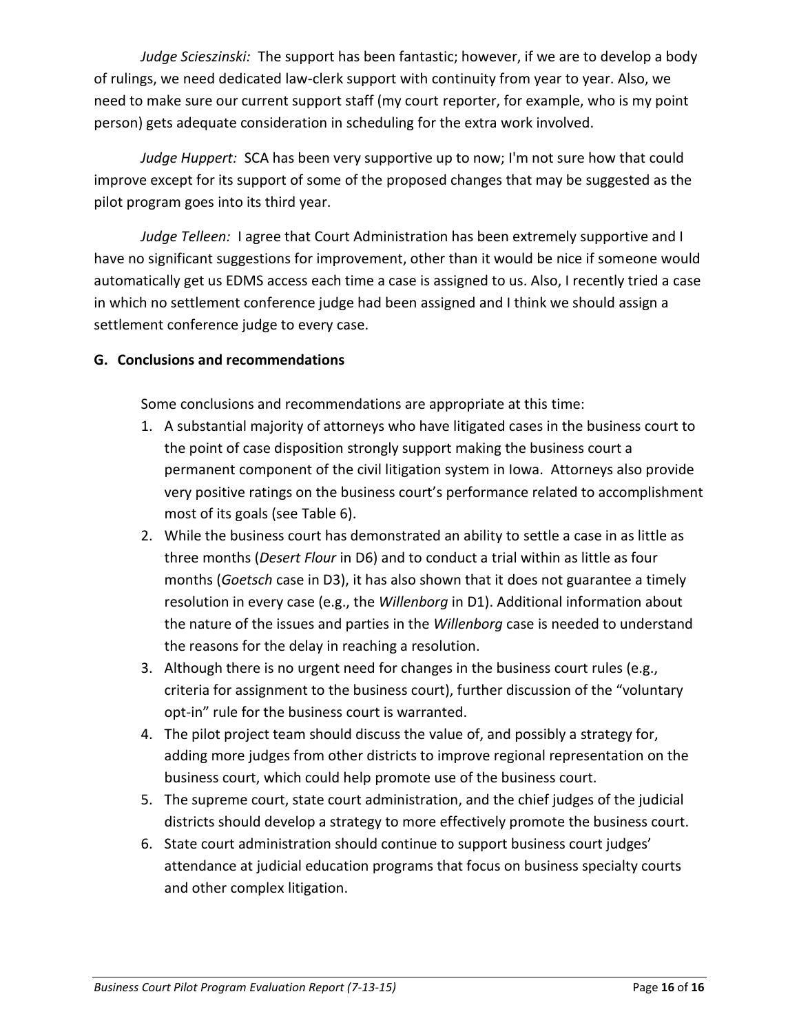*Judge Scieszinski:* The support has been fantastic; however, if we are to develop a body of rulings, we need dedicated law-clerk support with continuity from year to year. Also, we need to make sure our current support staff (my court reporter, for example, who is my point person) gets adequate consideration in scheduling for the extra work involved.

*Judge Huppert:* SCA has been very supportive up to now; I'm not sure how that could improve except for its support of some of the proposed changes that may be suggested as the pilot program goes into its third year.

*Judge Telleen:* I agree that Court Administration has been extremely supportive and I have no significant suggestions for improvement, other than it would be nice if someone would automatically get us EDMS access each time a case is assigned to us. Also, I recently tried a case in which no settlement conference judge had been assigned and I think we should assign a settlement conference judge to every case.

### G. Conclusions and recommendations

Some conclusions and recommendations are appropriate at this time:

1. A substantial majority of attorneys who have litigated cases in the business court to the point of case disposition strongly support making the business court a permanent component of the civil litigation system in Iowa. Attorneys also provide very positive ratings on the business court's performance related to accomplishment most of its goals (see Table 6).
2. While the business court has demonstrated an ability to settle a case in as little as three months (*Desert Flour* in D6) and to conduct a trial within as little as four months (*Goetsch* case in D3), it has also shown that it does not guarantee a timely resolution in every case (e.g., the *Willenborg* in D1). Additional information about the nature of the issues and parties in the *Willenborg* case is needed to understand the reasons for the delay in reaching a resolution.
3. Although there is no urgent need for changes in the business court rules (e.g., criteria for assignment to the business court), further discussion of the "voluntary opt-in" rule for the business court is warranted.
4. The pilot project team should discuss the value of, and possibly a strategy for, adding more judges from other districts to improve regional representation on the business court, which could help promote use of the business court.
5. The supreme court, state court administration, and the chief judges of the judicial districts should develop a strategy to more effectively promote the business court.
6. State court administration should continue to support business court judges' attendance at judicial education programs that focus on business specialty courts and other complex litigation.